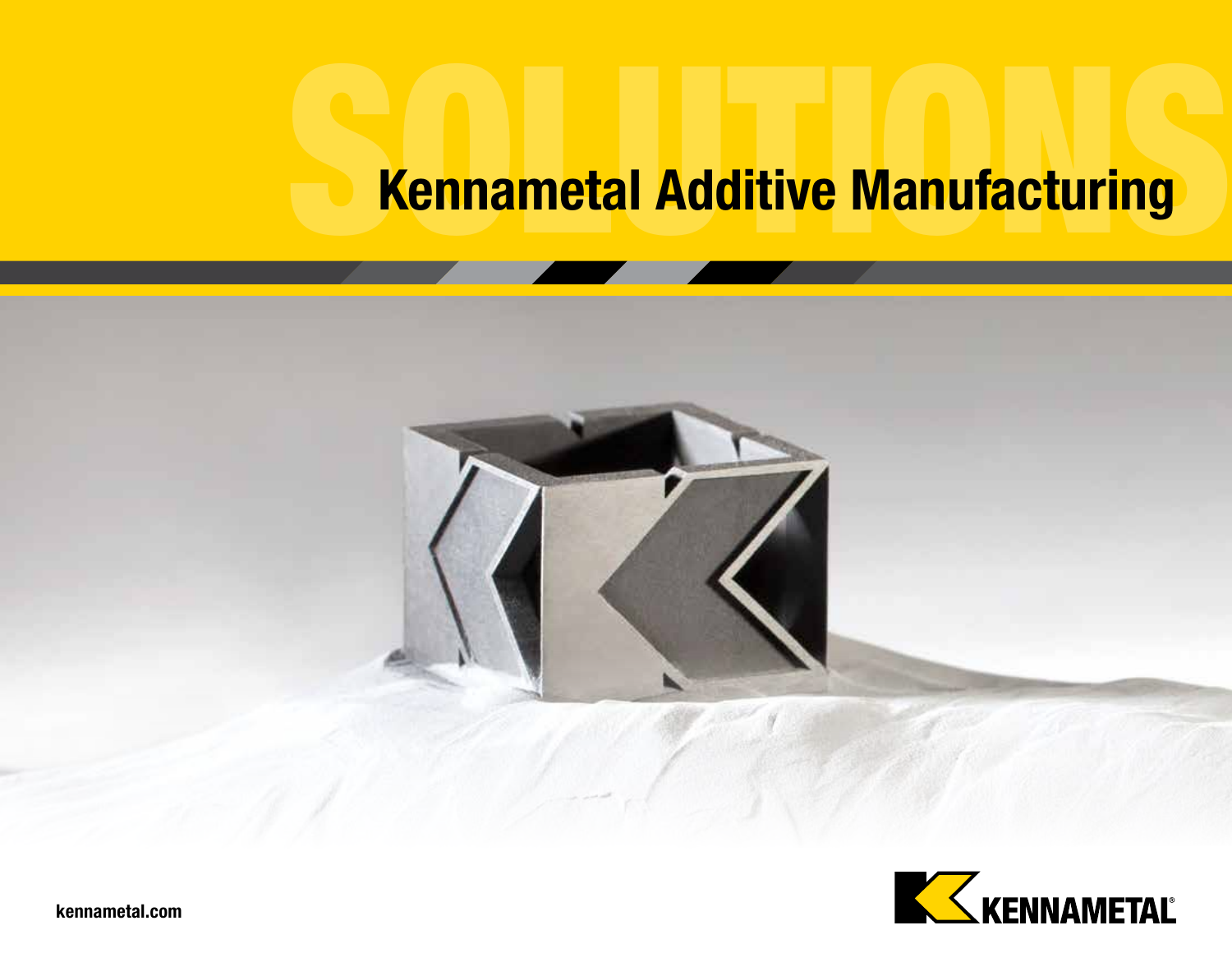SOLUTIONS

# Kennametal Additive Manufacturing

kennametal.com

KENNAMETAL®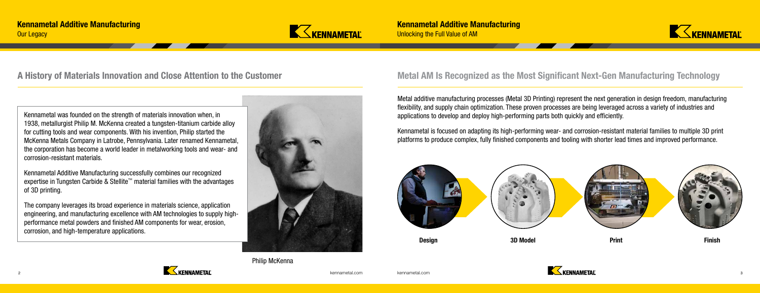## Kennametal Additive Manufacturing

Our Legacy

# A History of Materials Innovation and Close Attention to the Customer

Kennametal was founded on the strength of materials innovation when, in 1938, metallurgist Philip M. McKenna created a tungsten-titanium carbide alloy for cutting tools and wear components. With his invention, Philip started the McKenna Metals Company in Latrobe, Pennsylvania. Later renamed Kennametal, the corporation has become a world leader in metalworking tools and wear- and corrosion-resistant materials.

Kennametal Additive Manufacturing successfully combines our recognized expertise in Tungsten Carbide & Stellite™ material families with the advantages of 3D printing.

The company leverages its broad experience in materials science, application engineering, and manufacturing excellence with AM technologies to supply high-performance metal powders and finished AM components for wear, erosion, corrosion, and high-temperature applications.

Philip McKenna

## Kennametal Additive Manufacturing

Unlocking the Full Value of AM

# Metal AM Is Recognized as the Most Significant Next-Gen Manufacturing Technology

Metal additive manufacturing processes (Metal 3D Printing) represent the next generation in design freedom, manufacturing flexibility, and supply chain optimization. These proven processes are being leveraged across a variety of industries and applications to develop and deploy high-performing parts both quickly and efficiently.

Kennametal is focused on adapting its high-performing wear- and corrosion-resistant material families to multiple 3D print platforms to produce complex, fully finished components and tooling with shorter lead times and improved performance.

**Design** → **3D Model** → **Print** → **Finish**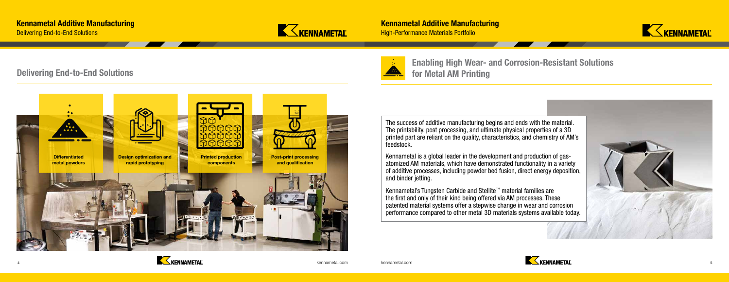## Delivering End-to-End Solutions

**Differentiated metal powders**

**Design optimization and rapid prototyping**

**Printed production components**

**Post-print processing and qualification**

## Enabling High Wear- and Corrosion-Resistant Solutions for Metal AM Printing

The success of additive manufacturing begins and ends with the material. The printability, post processing, and ultimate physical properties of a 3D printed part are reliant on the quality, characteristics, and chemistry of AM's feedstock.

Kennametal is a global leader in the development and production of gas-atomized AM materials, which have demonstrated functionality in a variety of additive processes, including powder bed fusion, direct energy deposition, and binder jetting.

Kennametal's Tungsten Carbide and Stellite™ material families are the first and only of their kind being offered via AM processes. These patented material systems offer a stepwise change in wear and corrosion performance compared to other metal 3D materials systems available today.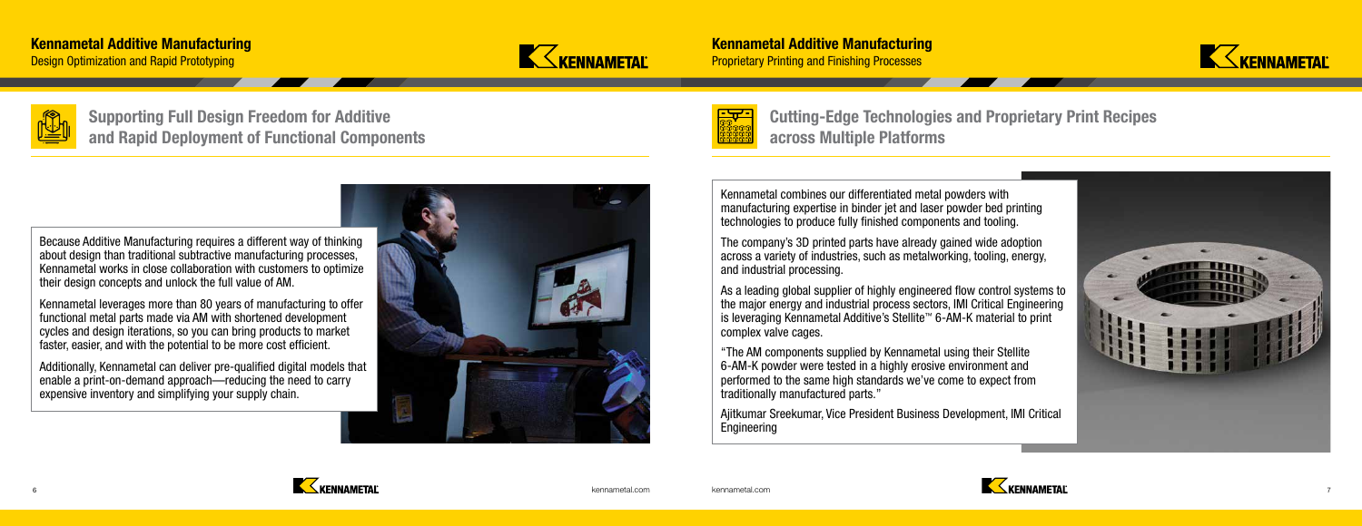## Kennametal Additive Manufacturing

Design Optimization and Rapid Prototyping

### Supporting Full Design Freedom for Additive and Rapid Deployment of Functional Components

Because Additive Manufacturing requires a different way of thinking about design than traditional subtractive manufacturing processes, Kennametal works in close collaboration with customers to optimize their design concepts and unlock the full value of AM.

Kennametal leverages more than 80 years of manufacturing to offer functional metal parts made via AM with shortened development cycles and design iterations, so you can bring products to market faster, easier, and with the potential to be more cost efficient.

Additionally, Kennametal can deliver pre-qualified digital models that enable a print-on-demand approach—reducing the need to carry expensive inventory and simplifying your supply chain.

## Kennametal Additive Manufacturing

Proprietary Printing and Finishing Processes

### Cutting-Edge Technologies and Proprietary Print Recipes across Multiple Platforms

Kennametal combines our differentiated metal powders with manufacturing expertise in binder jet and laser powder bed printing technologies to produce fully finished components and tooling.

The company's 3D printed parts have already gained wide adoption across a variety of industries, such as metalworking, tooling, energy, and industrial processing.

As a leading global supplier of highly engineered flow control systems to the major energy and industrial process sectors, IMI Critical Engineering is leveraging Kennametal Additive's Stellite™ 6-AM-K material to print complex valve cages.

"The AM components supplied by Kennametal using their Stellite 6-AM-K powder were tested in a highly erosive environment and performed to the same high standards we've come to expect from traditionally manufactured parts."

Ajitkumar Sreekumar, Vice President Business Development, IMI Critical Engineering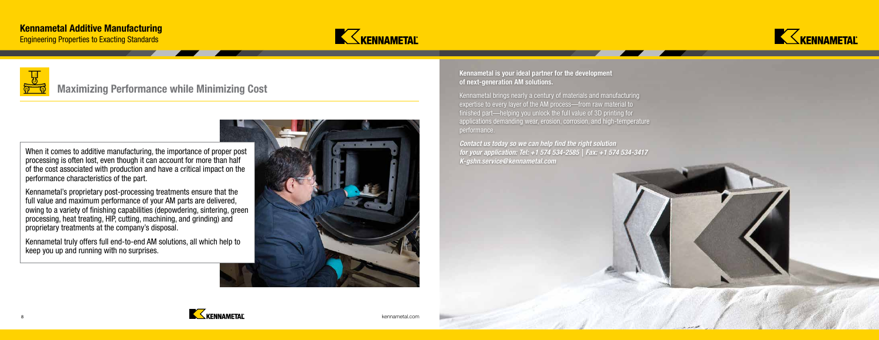## Maximizing Performance while Minimizing Cost

When it comes to additive manufacturing, the importance of proper post processing is often lost, even though it can account for more than half of the cost associated with production and have a critical impact on the performance characteristics of the part.

Kennametal's proprietary post-processing treatments ensure that the full value and maximum performance of your AM parts are delivered, owing to a variety of finishing capabilities (depowdering, sintering, green processing, heat treating, HIP, cutting, machining, and grinding) and proprietary treatments at the company's disposal.

Kennametal truly offers full end-to-end AM solutions, all which help to keep you up and running with no surprises.

**Kennametal is your ideal partner for the development of next-generation AM solutions.**

Kennametal brings nearly a century of materials and manufacturing expertise to every layer of the AM process—from raw material to finished part—helping you unlock the full value of 3D printing for applications demanding wear, erosion, corrosion, and high-temperature performance.

***Contact us today so we can help find the right solution for your application: Tel: +1 574 534-2585 | Fax: +1 574 534-3417 K-gshn.service@kennametal.com***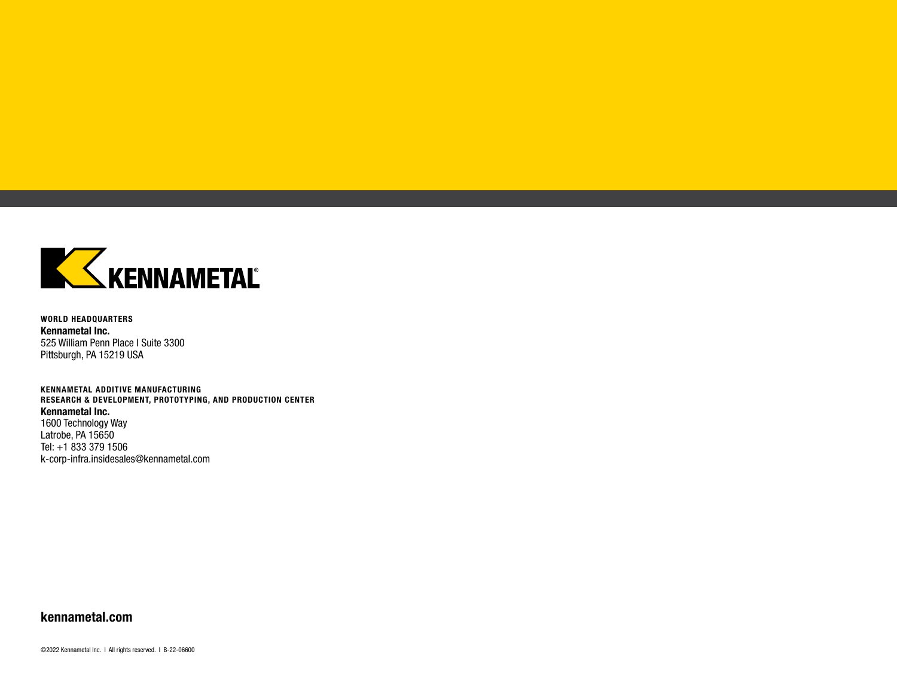KENNAMETAL

**WORLD HEADQUARTERS**
**Kennametal Inc.**
525 William Penn Place I Suite 3300
Pittsburgh, PA 15219 USA

**KENNAMETAL ADDITIVE MANUFACTURING**
**RESEARCH & DEVELOPMENT, PROTOTYPING, AND PRODUCTION CENTER**
**Kennametal Inc.**
1600 Technology Way
Latrobe, PA 15650
Tel: +1 833 379 1506
k-corp-infra.insidesales@kennametal.com

**kennametal.com**

©2022 Kennametal Inc. I All rights reserved. I B-22-06600